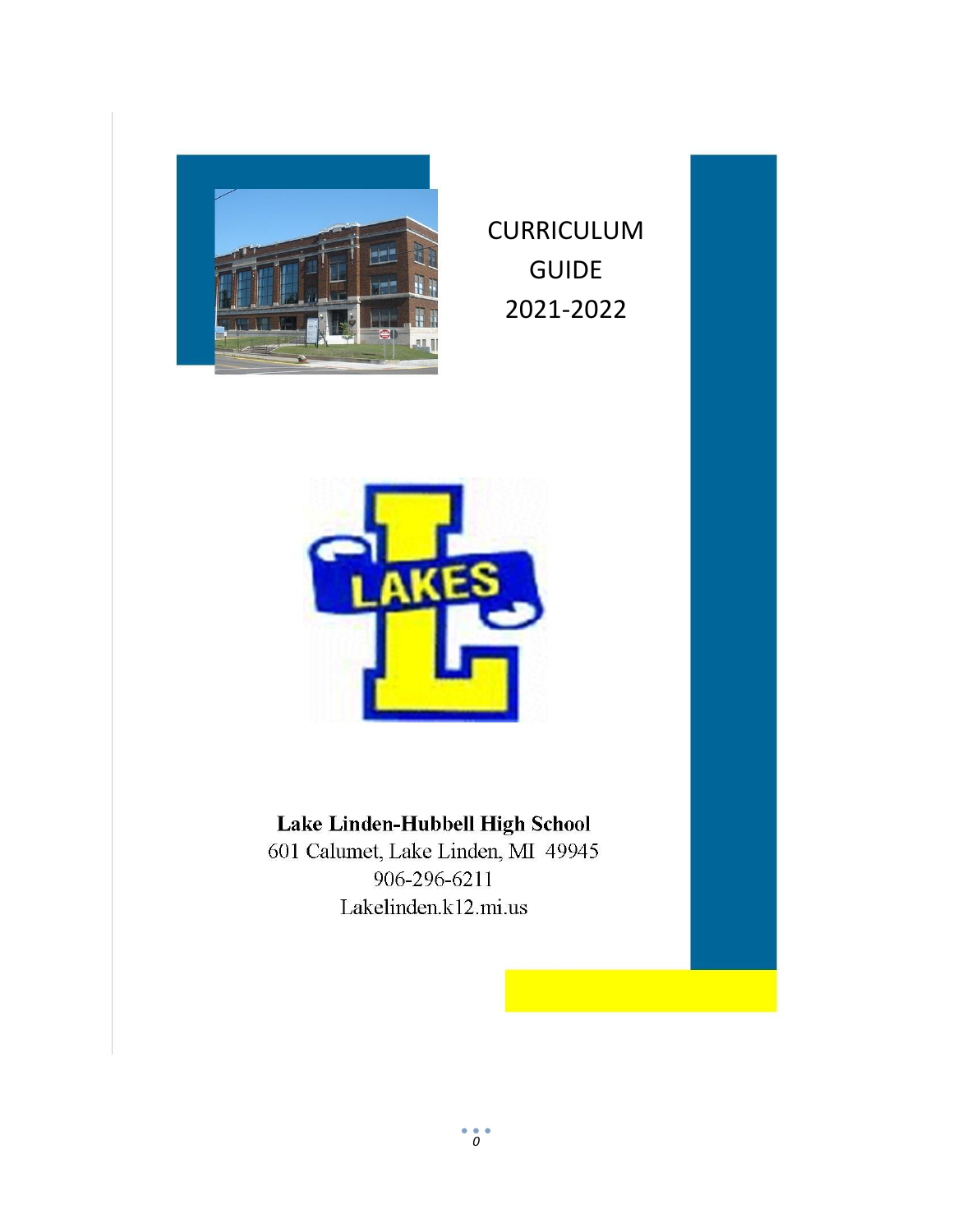# CURRICULUM GUIDE 2021-2022

**Lake Linden-Hubbell High School**

601 Calumet, Lake Linden, MI 49945

906-296-6211

Lakelinden.k12.mi.us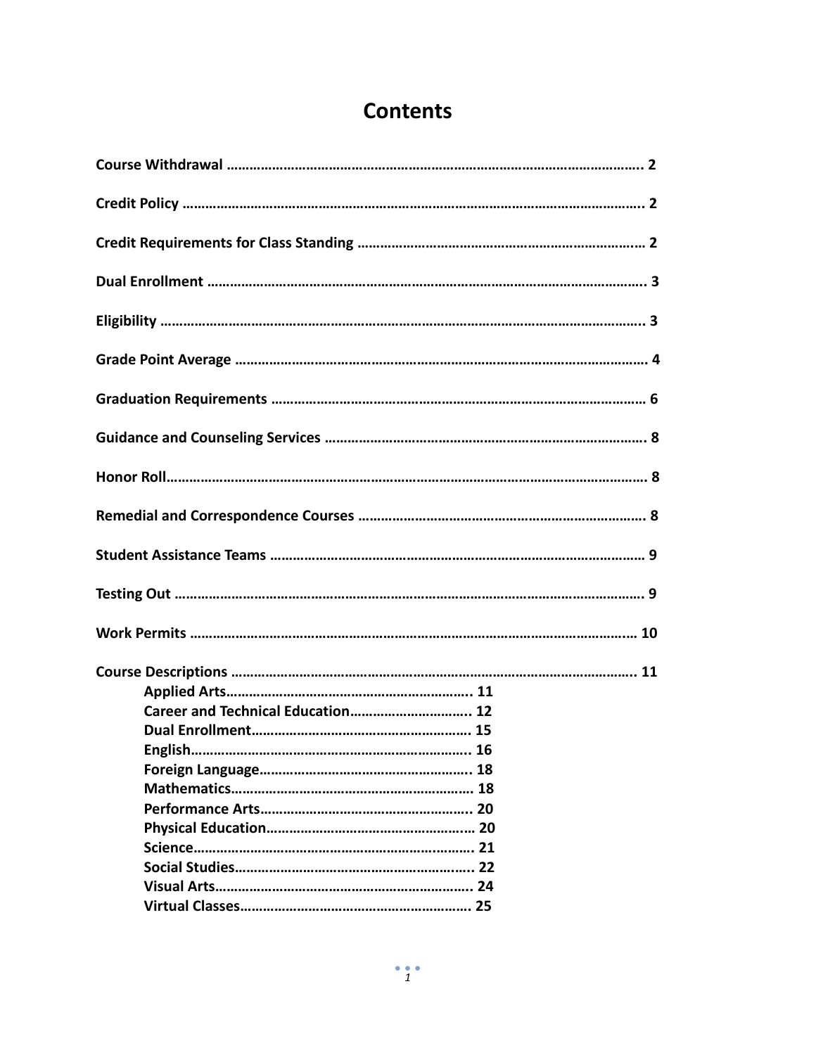# Contents

**Course Withdrawal** ........................................................................................................ 2

**Credit Policy** ................................................................................................................. 2

**Credit Requirements for Class Standing** ...................................................................... 2

**Dual Enrollment** ........................................................................................................... 3

**Eligibility** ..................................................................................................................... 3

**Grade Point Average** .................................................................................................... 4

**Graduation Requirements** ........................................................................................... 6

**Guidance and Counseling Services** ............................................................................. 8

**Honor Roll** .................................................................................................................... 8

**Remedial and Correspondence Courses** ..................................................................... 8

**Student Assistance Teams** .......................................................................................... 9

**Testing Out** .................................................................................................................. 9

**Work Permits** ............................................................................................................. 10

**Course Descriptions** .................................................................................................. 11

- **Applied Arts**............................................................ 11
- **Career and Technical Education**............................ 12
- **Dual Enrollment**...................................................... 15
- **English**..................................................................... 16
- **Foreign Language**.................................................... 18
- **Mathematics**............................................................ 18
- **Performance Arts**.................................................... 20
- **Physical Education**.................................................. 20
- **Science**..................................................................... 21
- **Social Studies**........................................................... 22
- **Visual Arts**................................................................ 24
- **Virtual Classes**......................................................... 25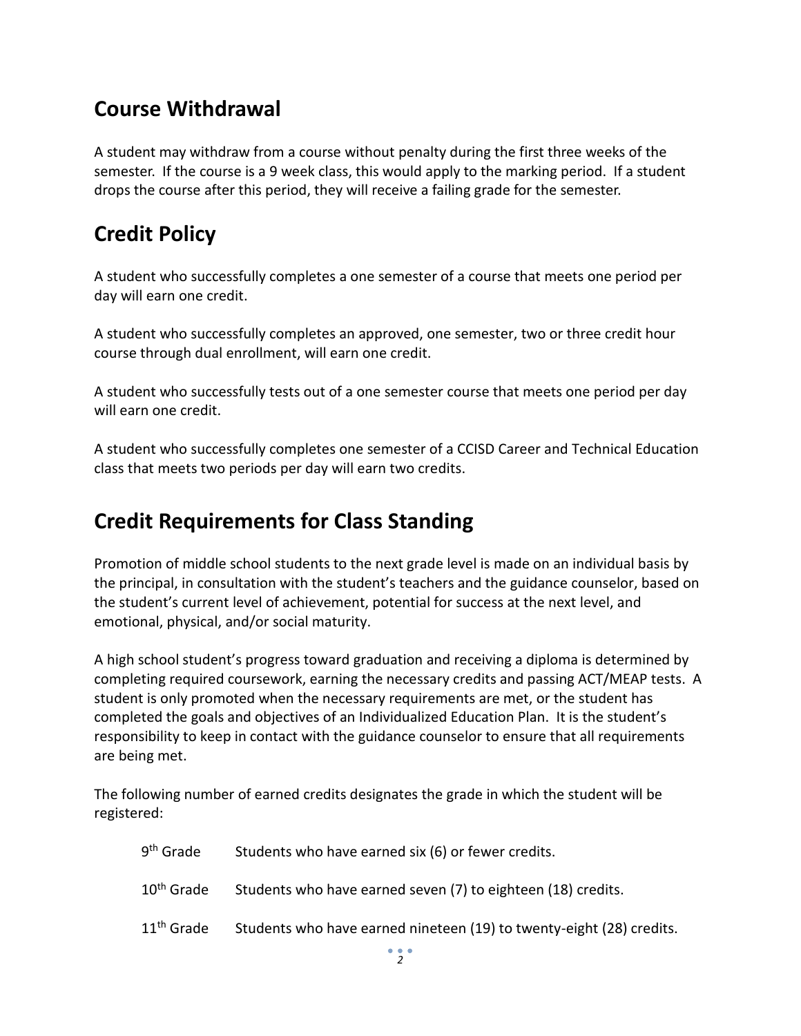## Course Withdrawal

A student may withdraw from a course without penalty during the first three weeks of the semester. If the course is a 9 week class, this would apply to the marking period. If a student drops the course after this period, they will receive a failing grade for the semester.

## Credit Policy

A student who successfully completes a one semester of a course that meets one period per day will earn one credit.

A student who successfully completes an approved, one semester, two or three credit hour course through dual enrollment, will earn one credit.

A student who successfully tests out of a one semester course that meets one period per day will earn one credit.

A student who successfully completes one semester of a CCISD Career and Technical Education class that meets two periods per day will earn two credits.

## Credit Requirements for Class Standing

Promotion of middle school students to the next grade level is made on an individual basis by the principal, in consultation with the student's teachers and the guidance counselor, based on the student's current level of achievement, potential for success at the next level, and emotional, physical, and/or social maturity.

A high school student's progress toward graduation and receiving a diploma is determined by completing required coursework, earning the necessary credits and passing ACT/MEAP tests. A student is only promoted when the necessary requirements are met, or the student has completed the goals and objectives of an Individualized Education Plan. It is the student's responsibility to keep in contact with the guidance counselor to ensure that all requirements are being met.

The following number of earned credits designates the grade in which the student will be registered:

| | |
|---|---|
| 9th Grade | Students who have earned six (6) or fewer credits. |
| 10th Grade | Students who have earned seven (7) to eighteen (18) credits. |
| 11th Grade | Students who have earned nineteen (19) to twenty-eight (28) credits. |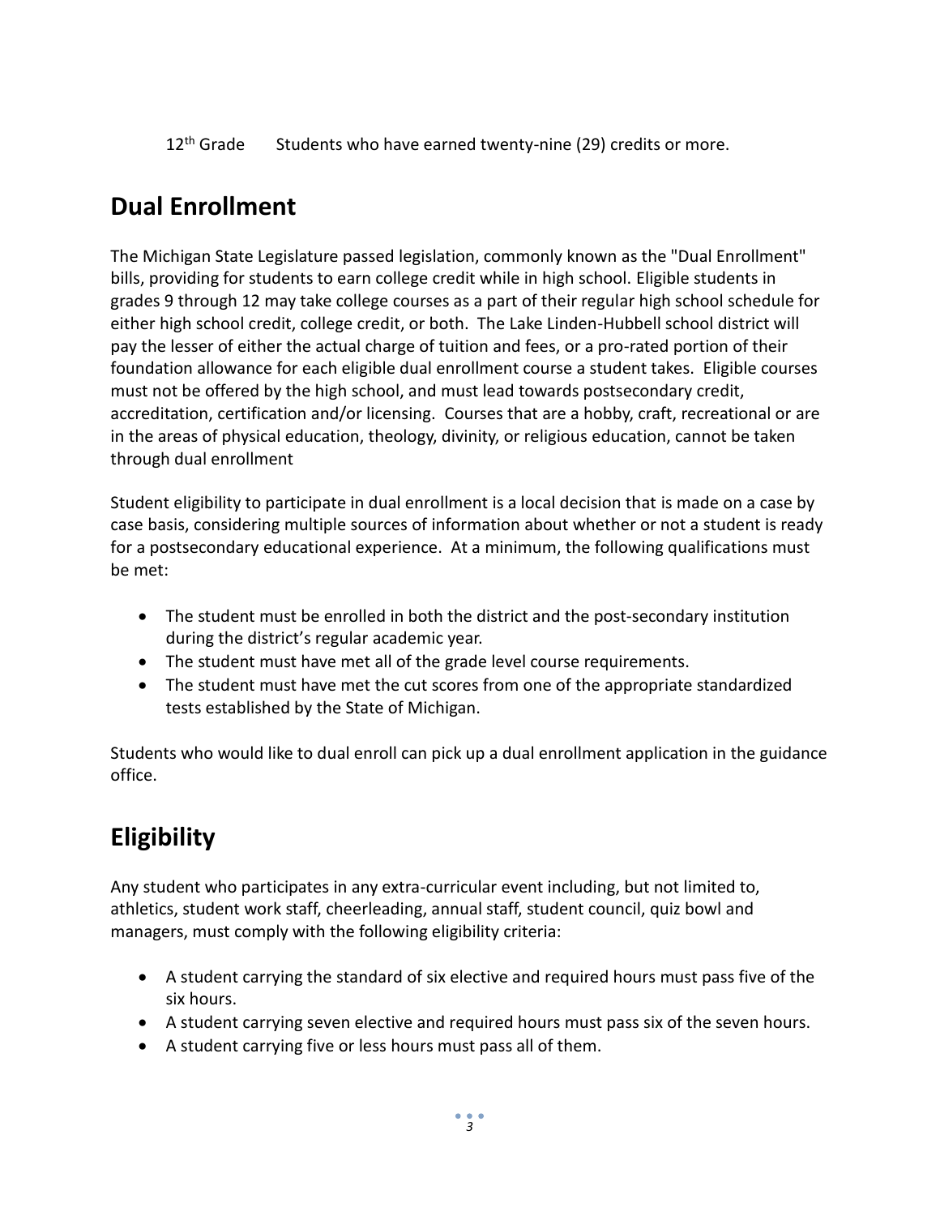12th Grade    Students who have earned twenty-nine (29) credits or more.

## Dual Enrollment

The Michigan State Legislature passed legislation, commonly known as the "Dual Enrollment" bills, providing for students to earn college credit while in high school. Eligible students in grades 9 through 12 may take college courses as a part of their regular high school schedule for either high school credit, college credit, or both. The Lake Linden-Hubbell school district will pay the lesser of either the actual charge of tuition and fees, or a pro-rated portion of their foundation allowance for each eligible dual enrollment course a student takes. Eligible courses must not be offered by the high school, and must lead towards postsecondary credit, accreditation, certification and/or licensing. Courses that are a hobby, craft, recreational or are in the areas of physical education, theology, divinity, or religious education, cannot be taken through dual enrollment

Student eligibility to participate in dual enrollment is a local decision that is made on a case by case basis, considering multiple sources of information about whether or not a student is ready for a postsecondary educational experience. At a minimum, the following qualifications must be met:

- The student must be enrolled in both the district and the post-secondary institution during the district's regular academic year.
- The student must have met all of the grade level course requirements.
- The student must have met the cut scores from one of the appropriate standardized tests established by the State of Michigan.

Students who would like to dual enroll can pick up a dual enrollment application in the guidance office.

## Eligibility

Any student who participates in any extra-curricular event including, but not limited to, athletics, student work staff, cheerleading, annual staff, student council, quiz bowl and managers, must comply with the following eligibility criteria:

- A student carrying the standard of six elective and required hours must pass five of the six hours.
- A student carrying seven elective and required hours must pass six of the seven hours.
- A student carrying five or less hours must pass all of them.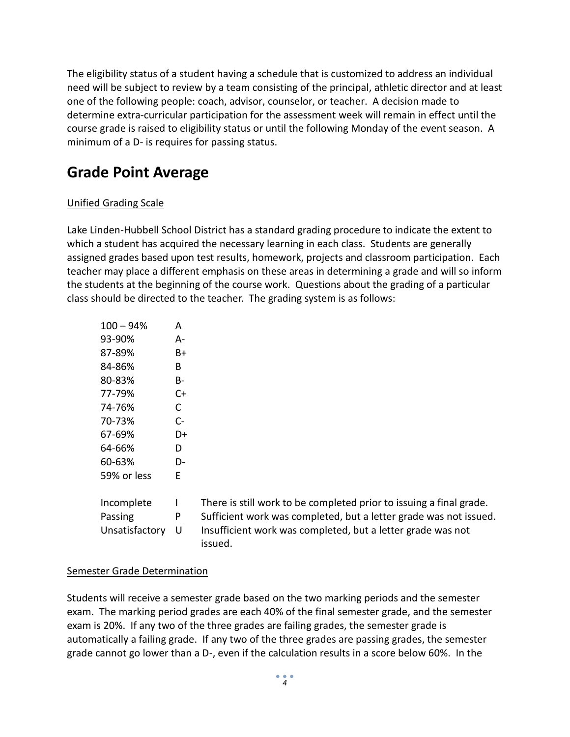The eligibility status of a student having a schedule that is customized to address an individual need will be subject to review by a team consisting of the principal, athletic director and at least one of the following people: coach, advisor, counselor, or teacher. A decision made to determine extra-curricular participation for the assessment week will remain in effect until the course grade is raised to eligibility status or until the following Monday of the event season. A minimum of a D- is requires for passing status.

## Grade Point Average

Unified Grading Scale

Lake Linden-Hubbell School District has a standard grading procedure to indicate the extent to which a student has acquired the necessary learning in each class. Students are generally assigned grades based upon test results, homework, projects and classroom participation. Each teacher may place a different emphasis on these areas in determining a grade and will so inform the students at the beginning of the course work. Questions about the grading of a particular class should be directed to the teacher. The grading system is as follows:

| | | |
|---|---|---|
| 100 – 94% | A | |
| 93-90% | A- | |
| 87-89% | B+ | |
| 84-86% | B | |
| 80-83% | B- | |
| 77-79% | C+ | |
| 74-76% | C | |
| 70-73% | C- | |
| 67-69% | D+ | |
| 64-66% | D | |
| 60-63% | D- | |
| 59% or less | E | |
| Incomplete | I | There is still work to be completed prior to issuing a final grade. |
| Passing | P | Sufficient work was completed, but a letter grade was not issued. |
| Unsatisfactory | U | Insufficient work was completed, but a letter grade was not issued. |

Semester Grade Determination

Students will receive a semester grade based on the two marking periods and the semester exam. The marking period grades are each 40% of the final semester grade, and the semester exam is 20%. If any two of the three grades are failing grades, the semester grade is automatically a failing grade. If any two of the three grades are passing grades, the semester grade cannot go lower than a D-, even if the calculation results in a score below 60%. In the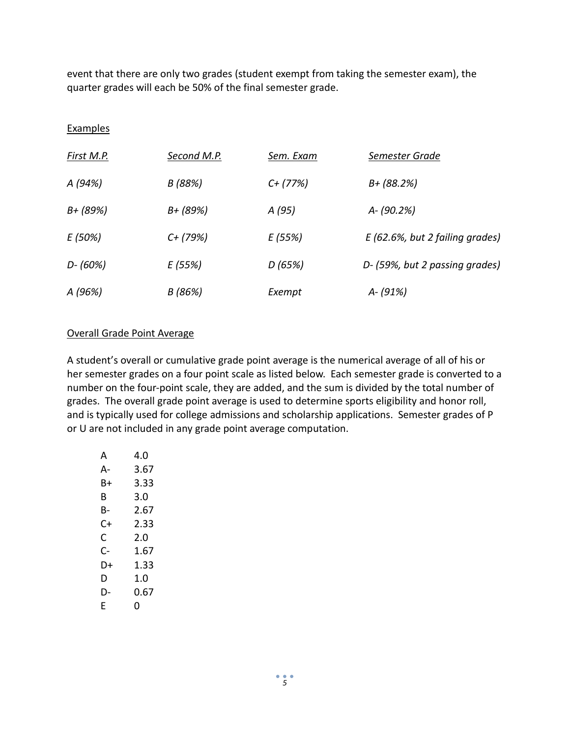event that there are only two grades (student exempt from taking the semester exam), the quarter grades will each be 50% of the final semester grade.

<u>Examples</u>

| *First M.P.* | *Second M.P.* | *Sem. Exam* | *Semester Grade* |
|---|---|---|---|
| *A (94%)* | *B (88%)* | *C+ (77%)* | *B+ (88.2%)* |
| *B+ (89%)* | *B+ (89%)* | *A (95)* | *A- (90.2%)* |
| *E (50%)* | *C+ (79%)* | *E (55%)* | *E (62.6%, but 2 failing grades)* |
| *D- (60%)* | *E (55%)* | *D (65%)* | *D- (59%, but 2 passing grades)* |
| *A (96%)* | *B (86%)* | *Exempt* | *A- (91%)* |

<u>Overall Grade Point Average</u>

A student's overall or cumulative grade point average is the numerical average of all of his or her semester grades on a four point scale as listed below. Each semester grade is converted to a number on the four-point scale, they are added, and the sum is divided by the total number of grades. The overall grade point average is used to determine sports eligibility and honor roll, and is typically used for college admissions and scholarship applications. Semester grades of P or U are not included in any grade point average computation.

| | |
|---|---|
| A | 4.0 |
| A- | 3.67 |
| B+ | 3.33 |
| B | 3.0 |
| B- | 2.67 |
| C+ | 2.33 |
| C | 2.0 |
| C- | 1.67 |
| D+ | 1.33 |
| D | 1.0 |
| D- | 0.67 |
| E | 0 |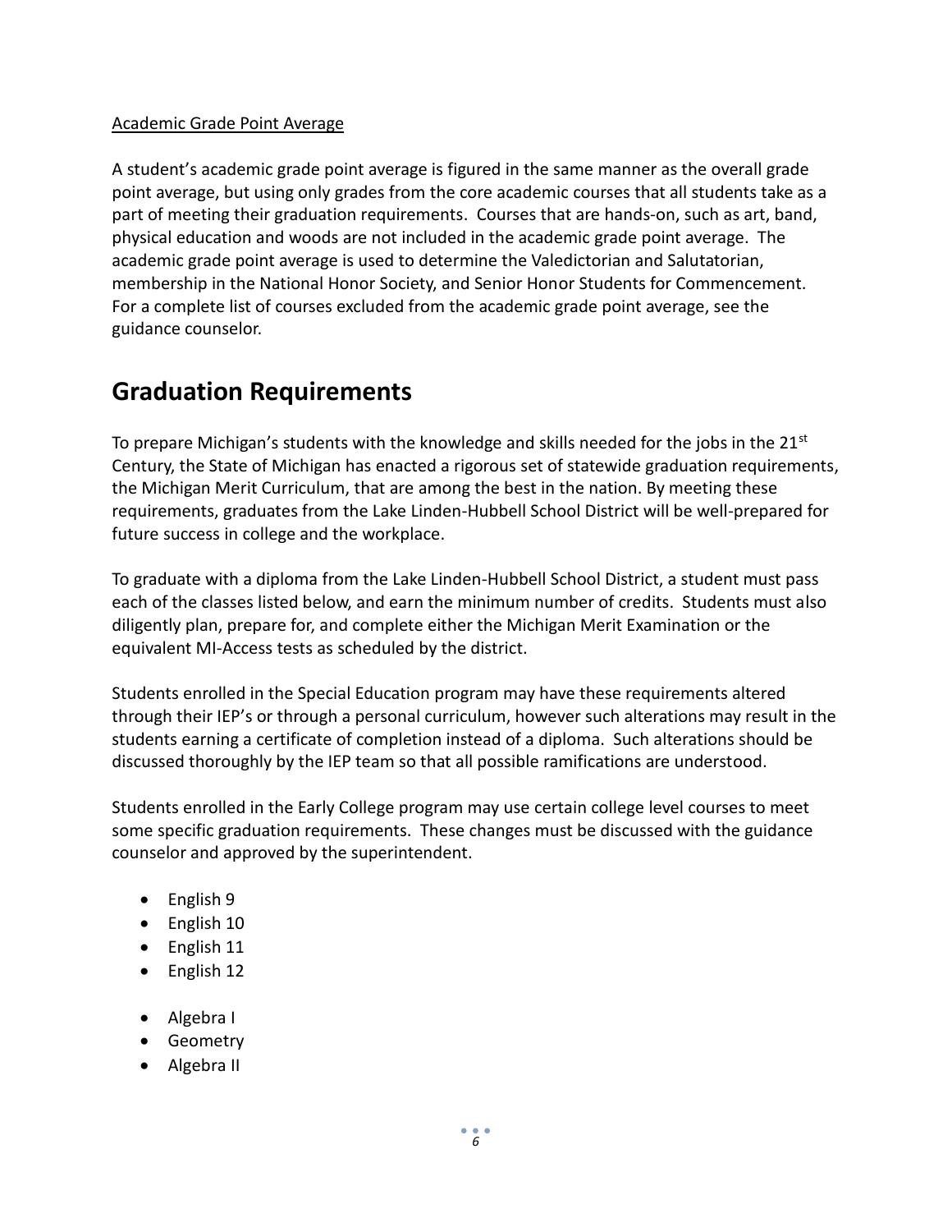Academic Grade Point Average

A student's academic grade point average is figured in the same manner as the overall grade point average, but using only grades from the core academic courses that all students take as a part of meeting their graduation requirements. Courses that are hands-on, such as art, band, physical education and woods are not included in the academic grade point average. The academic grade point average is used to determine the Valedictorian and Salutatorian, membership in the National Honor Society, and Senior Honor Students for Commencement. For a complete list of courses excluded from the academic grade point average, see the guidance counselor.

# Graduation Requirements

To prepare Michigan's students with the knowledge and skills needed for the jobs in the 21st Century, the State of Michigan has enacted a rigorous set of statewide graduation requirements, the Michigan Merit Curriculum, that are among the best in the nation. By meeting these requirements, graduates from the Lake Linden-Hubbell School District will be well-prepared for future success in college and the workplace.

To graduate with a diploma from the Lake Linden-Hubbell School District, a student must pass each of the classes listed below, and earn the minimum number of credits. Students must also diligently plan, prepare for, and complete either the Michigan Merit Examination or the equivalent MI-Access tests as scheduled by the district.

Students enrolled in the Special Education program may have these requirements altered through their IEP's or through a personal curriculum, however such alterations may result in the students earning a certificate of completion instead of a diploma. Such alterations should be discussed thoroughly by the IEP team so that all possible ramifications are understood.

Students enrolled in the Early College program may use certain college level courses to meet some specific graduation requirements. These changes must be discussed with the guidance counselor and approved by the superintendent.

- English 9
- English 10
- English 11
- English 12

- Algebra I
- Geometry
- Algebra II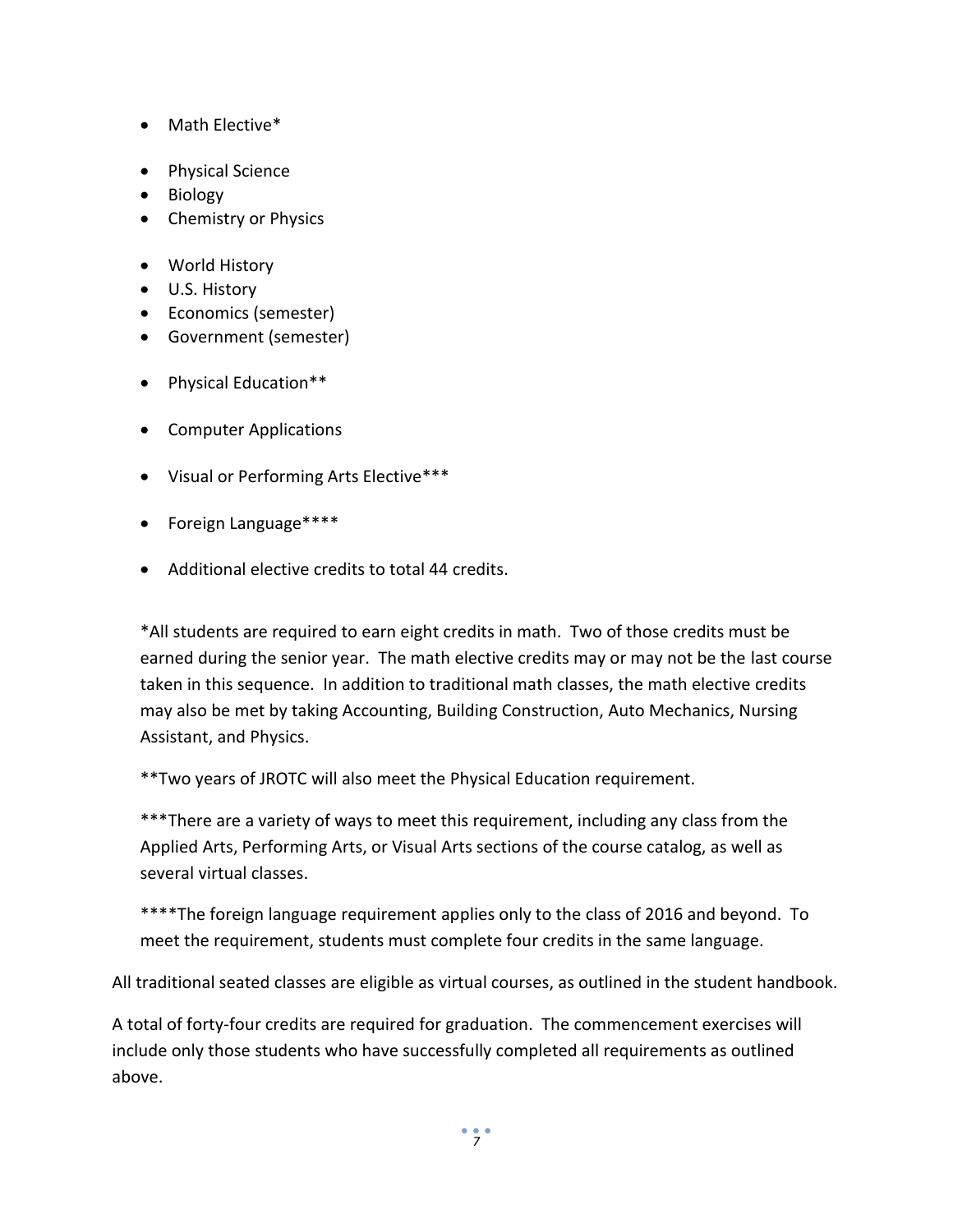- Math Elective*

- Physical Science
- Biology
- Chemistry or Physics

- World History
- U.S. History
- Economics (semester)
- Government (semester)

- Physical Education**

- Computer Applications

- Visual or Performing Arts Elective***

- Foreign Language****

- Additional elective credits to total 44 credits.

*All students are required to earn eight credits in math. Two of those credits must be earned during the senior year. The math elective credits may or may not be the last course taken in this sequence. In addition to traditional math classes, the math elective credits may also be met by taking Accounting, Building Construction, Auto Mechanics, Nursing Assistant, and Physics.

**Two years of JROTC will also meet the Physical Education requirement.

***There are a variety of ways to meet this requirement, including any class from the Applied Arts, Performing Arts, or Visual Arts sections of the course catalog, as well as several virtual classes.

****The foreign language requirement applies only to the class of 2016 and beyond. To meet the requirement, students must complete four credits in the same language.

All traditional seated classes are eligible as virtual courses, as outlined in the student handbook.

A total of forty-four credits are required for graduation. The commencement exercises will include only those students who have successfully completed all requirements as outlined above.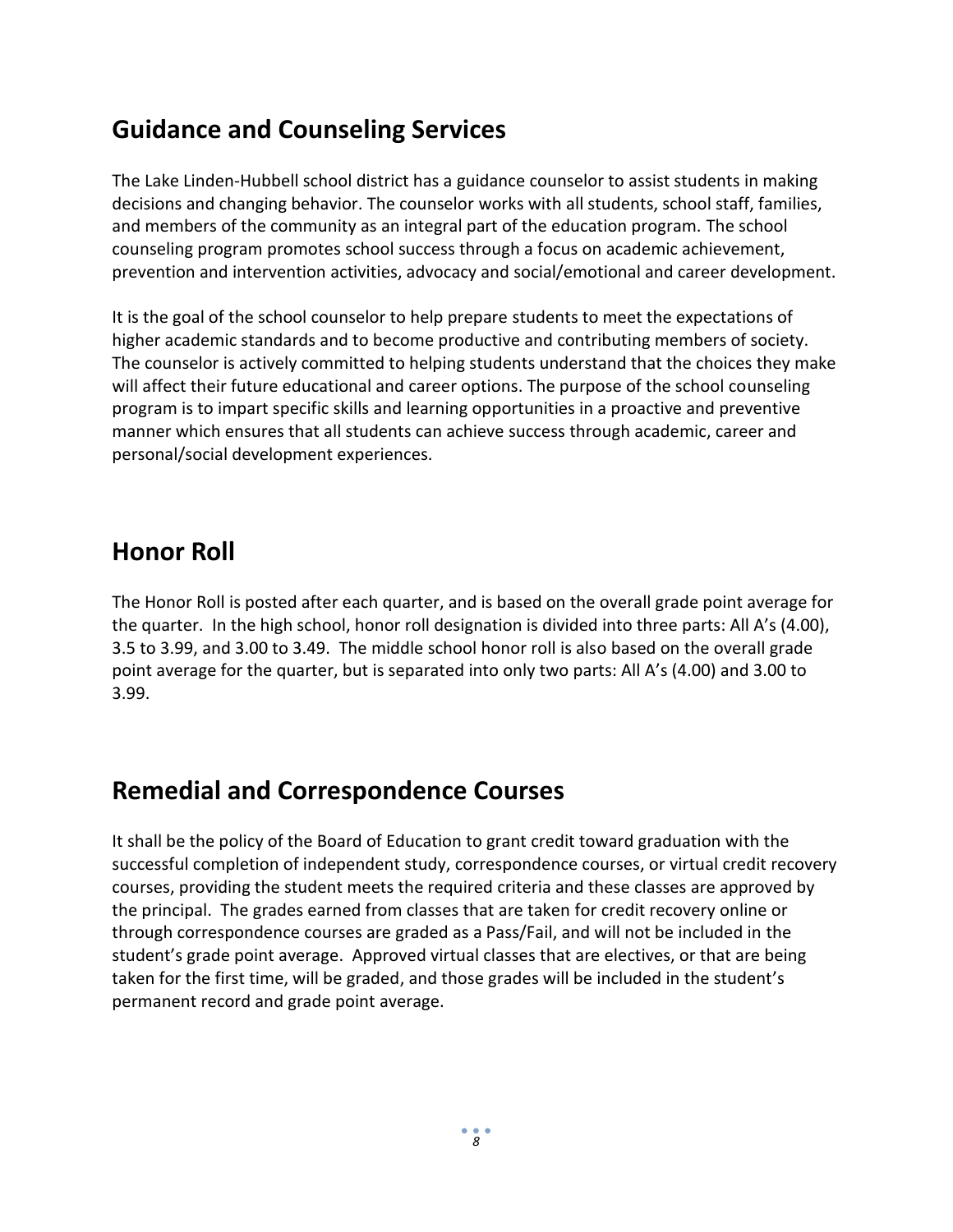## Guidance and Counseling Services

The Lake Linden-Hubbell school district has a guidance counselor to assist students in making decisions and changing behavior. The counselor works with all students, school staff, families, and members of the community as an integral part of the education program. The school counseling program promotes school success through a focus on academic achievement, prevention and intervention activities, advocacy and social/emotional and career development.

It is the goal of the school counselor to help prepare students to meet the expectations of higher academic standards and to become productive and contributing members of society. The counselor is actively committed to helping students understand that the choices they make will affect their future educational and career options. The purpose of the school counseling program is to impart specific skills and learning opportunities in a proactive and preventive manner which ensures that all students can achieve success through academic, career and personal/social development experiences.

## Honor Roll

The Honor Roll is posted after each quarter, and is based on the overall grade point average for the quarter. In the high school, honor roll designation is divided into three parts: All A's (4.00), 3.5 to 3.99, and 3.00 to 3.49. The middle school honor roll is also based on the overall grade point average for the quarter, but is separated into only two parts: All A's (4.00) and 3.00 to 3.99.

## Remedial and Correspondence Courses

It shall be the policy of the Board of Education to grant credit toward graduation with the successful completion of independent study, correspondence courses, or virtual credit recovery courses, providing the student meets the required criteria and these classes are approved by the principal. The grades earned from classes that are taken for credit recovery online or through correspondence courses are graded as a Pass/Fail, and will not be included in the student's grade point average. Approved virtual classes that are electives, or that are being taken for the first time, will be graded, and those grades will be included in the student's permanent record and grade point average.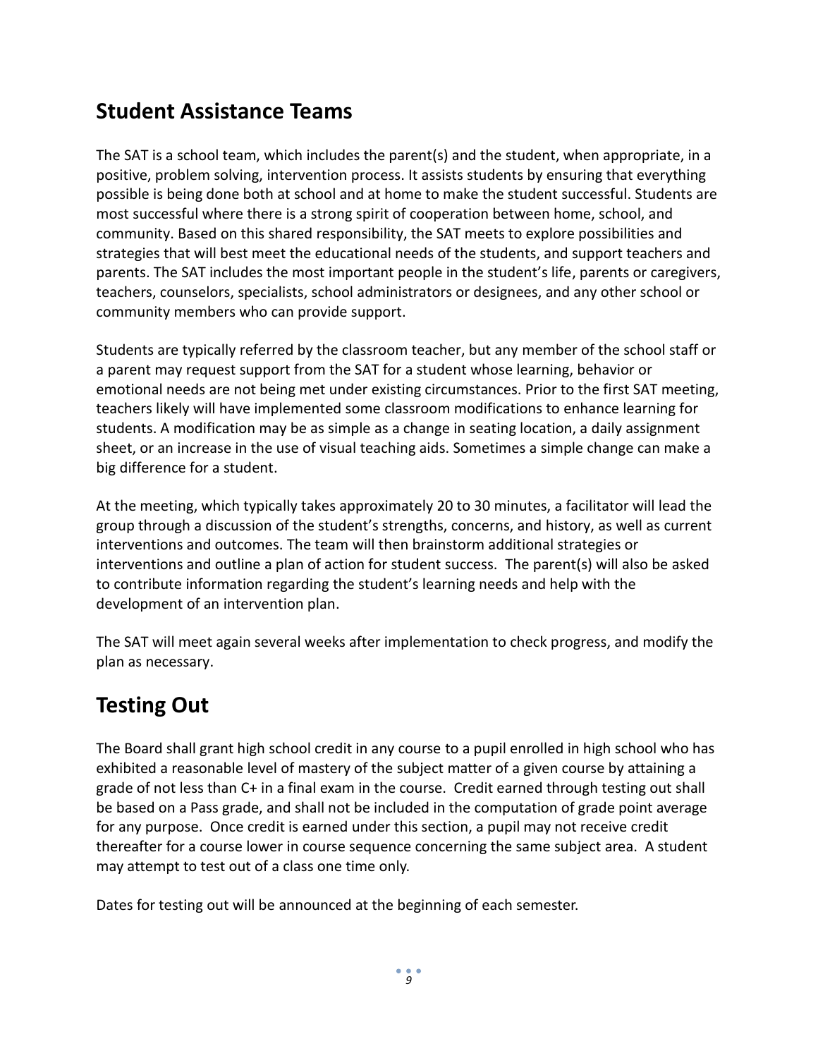## Student Assistance Teams

The SAT is a school team, which includes the parent(s) and the student, when appropriate, in a positive, problem solving, intervention process. It assists students by ensuring that everything possible is being done both at school and at home to make the student successful. Students are most successful where there is a strong spirit of cooperation between home, school, and community. Based on this shared responsibility, the SAT meets to explore possibilities and strategies that will best meet the educational needs of the students, and support teachers and parents. The SAT includes the most important people in the student's life, parents or caregivers, teachers, counselors, specialists, school administrators or designees, and any other school or community members who can provide support.

Students are typically referred by the classroom teacher, but any member of the school staff or a parent may request support from the SAT for a student whose learning, behavior or emotional needs are not being met under existing circumstances. Prior to the first SAT meeting, teachers likely will have implemented some classroom modifications to enhance learning for students. A modification may be as simple as a change in seating location, a daily assignment sheet, or an increase in the use of visual teaching aids. Sometimes a simple change can make a big difference for a student.

At the meeting, which typically takes approximately 20 to 30 minutes, a facilitator will lead the group through a discussion of the student's strengths, concerns, and history, as well as current interventions and outcomes. The team will then brainstorm additional strategies or interventions and outline a plan of action for student success. The parent(s) will also be asked to contribute information regarding the student's learning needs and help with the development of an intervention plan.

The SAT will meet again several weeks after implementation to check progress, and modify the plan as necessary.

## Testing Out

The Board shall grant high school credit in any course to a pupil enrolled in high school who has exhibited a reasonable level of mastery of the subject matter of a given course by attaining a grade of not less than C+ in a final exam in the course. Credit earned through testing out shall be based on a Pass grade, and shall not be included in the computation of grade point average for any purpose. Once credit is earned under this section, a pupil may not receive credit thereafter for a course lower in course sequence concerning the same subject area. A student may attempt to test out of a class one time only.

Dates for testing out will be announced at the beginning of each semester.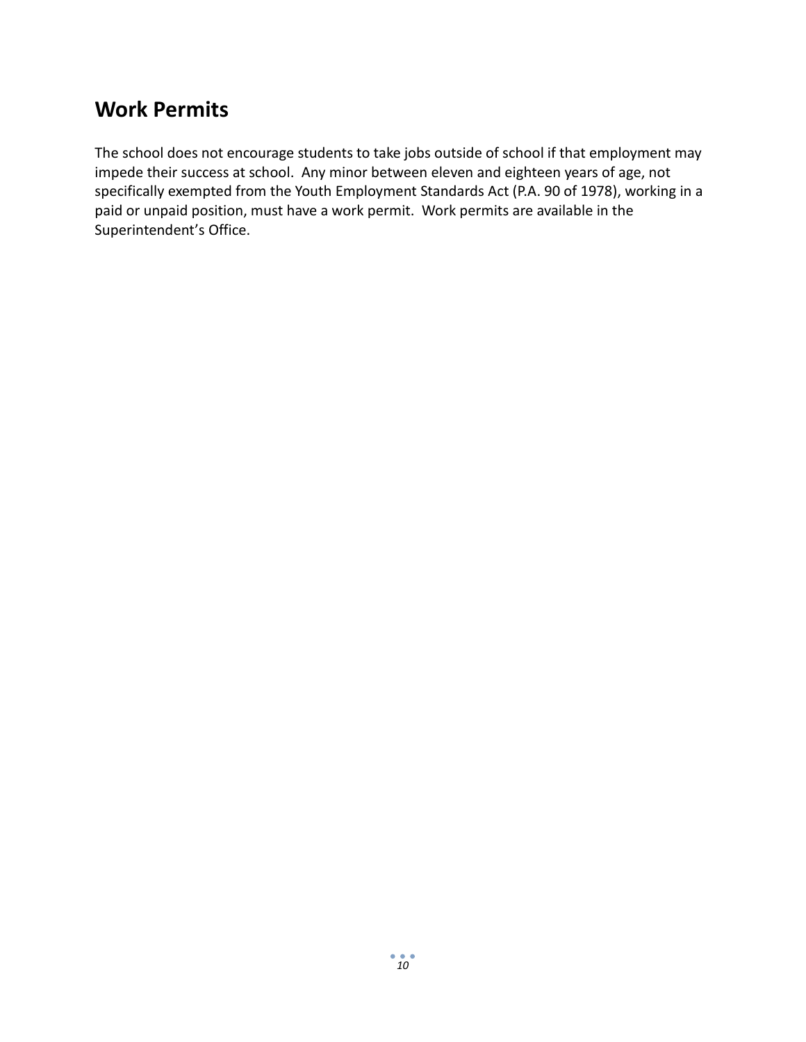## Work Permits

The school does not encourage students to take jobs outside of school if that employment may impede their success at school. Any minor between eleven and eighteen years of age, not specifically exempted from the Youth Employment Standards Act (P.A. 90 of 1978), working in a paid or unpaid position, must have a work permit. Work permits are available in the Superintendent's Office.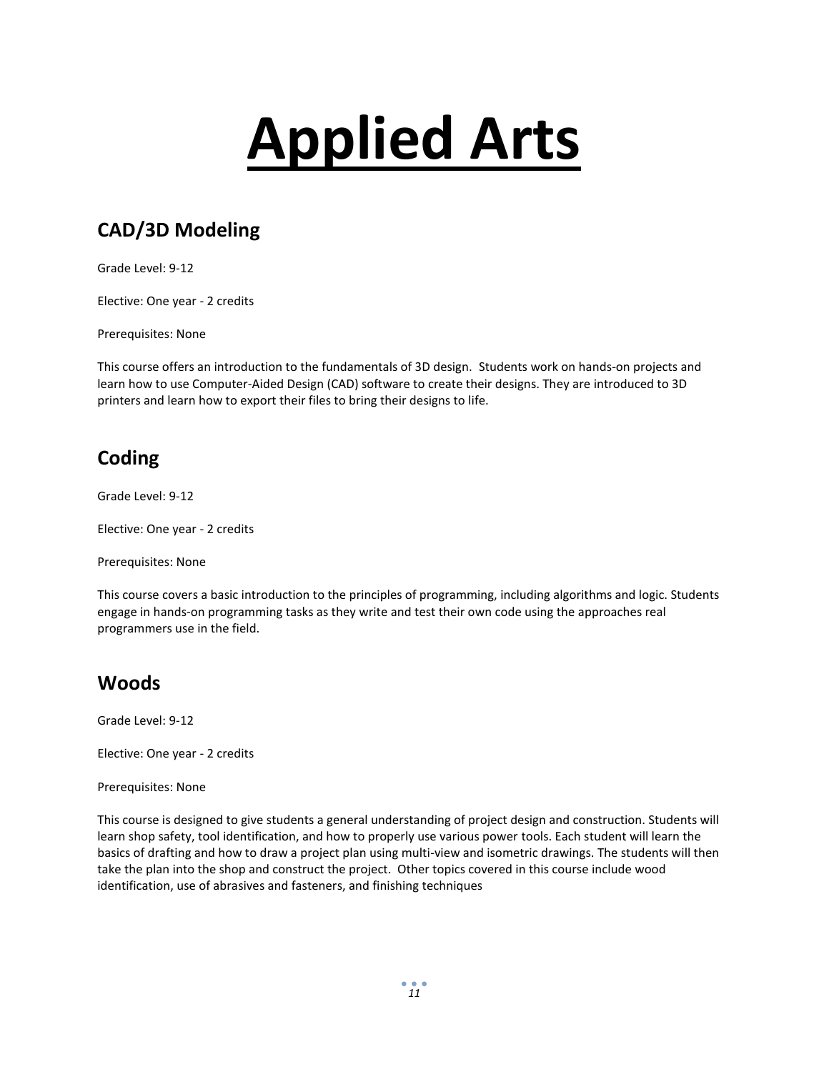# Applied Arts

## CAD/3D Modeling

Grade Level: 9-12

Elective: One year - 2 credits

Prerequisites: None

This course offers an introduction to the fundamentals of 3D design.  Students work on hands-on projects and learn how to use Computer-Aided Design (CAD) software to create their designs. They are introduced to 3D printers and learn how to export their files to bring their designs to life.

## Coding

Grade Level: 9-12

Elective: One year - 2 credits

Prerequisites: None

This course covers a basic introduction to the principles of programming, including algorithms and logic. Students engage in hands-on programming tasks as they write and test their own code using the approaches real programmers use in the field.

## Woods

Grade Level: 9-12

Elective: One year - 2 credits

Prerequisites: None

This course is designed to give students a general understanding of project design and construction. Students will learn shop safety, tool identification, and how to properly use various power tools. Each student will learn the basics of drafting and how to draw a project plan using multi-view and isometric drawings. The students will then take the plan into the shop and construct the project.  Other topics covered in this course include wood identification, use of abrasives and fasteners, and finishing techniques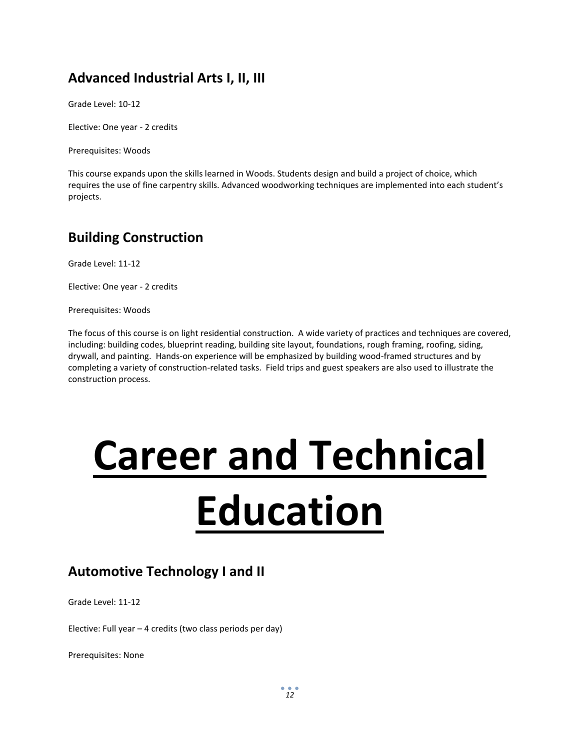## Advanced Industrial Arts I, II, III

Grade Level: 10-12

Elective: One year - 2 credits

Prerequisites: Woods

This course expands upon the skills learned in Woods. Students design and build a project of choice, which requires the use of fine carpentry skills. Advanced woodworking techniques are implemented into each student's projects.

## Building Construction

Grade Level: 11-12

Elective: One year - 2 credits

Prerequisites: Woods

The focus of this course is on light residential construction. A wide variety of practices and techniques are covered, including: building codes, blueprint reading, building site layout, foundations, rough framing, roofing, siding, drywall, and painting. Hands-on experience will be emphasized by building wood-framed structures and by completing a variety of construction-related tasks. Field trips and guest speakers are also used to illustrate the construction process.

# Career and Technical Education

## Automotive Technology I and II

Grade Level: 11-12

Elective: Full year – 4 credits (two class periods per day)

Prerequisites: None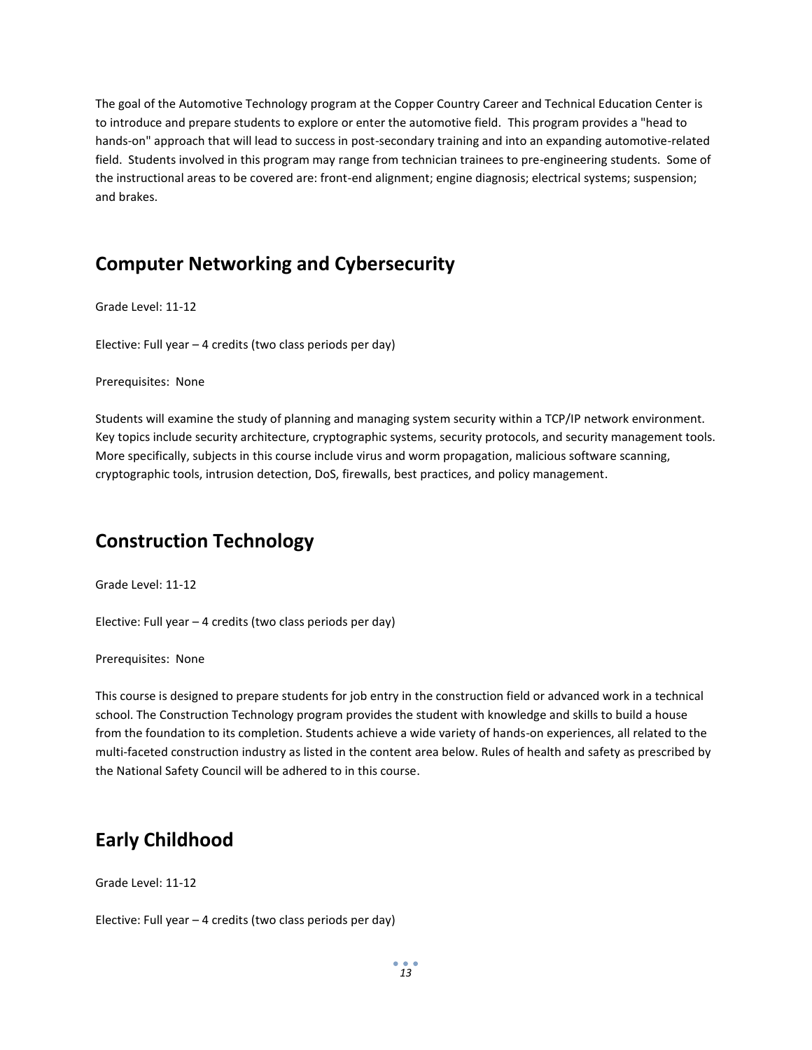The goal of the Automotive Technology program at the Copper Country Career and Technical Education Center is to introduce and prepare students to explore or enter the automotive field. This program provides a "head to hands-on" approach that will lead to success in post-secondary training and into an expanding automotive-related field. Students involved in this program may range from technician trainees to pre-engineering students. Some of the instructional areas to be covered are: front-end alignment; engine diagnosis; electrical systems; suspension; and brakes.

## Computer Networking and Cybersecurity

Grade Level: 11-12

Elective: Full year – 4 credits (two class periods per day)

Prerequisites: None

Students will examine the study of planning and managing system security within a TCP/IP network environment. Key topics include security architecture, cryptographic systems, security protocols, and security management tools. More specifically, subjects in this course include virus and worm propagation, malicious software scanning, cryptographic tools, intrusion detection, DoS, firewalls, best practices, and policy management.

## Construction Technology

Grade Level: 11-12

Elective: Full year – 4 credits (two class periods per day)

Prerequisites: None

This course is designed to prepare students for job entry in the construction field or advanced work in a technical school. The Construction Technology program provides the student with knowledge and skills to build a house from the foundation to its completion. Students achieve a wide variety of hands-on experiences, all related to the multi-faceted construction industry as listed in the content area below. Rules of health and safety as prescribed by the National Safety Council will be adhered to in this course.

## Early Childhood

Grade Level: 11-12

Elective: Full year – 4 credits (two class periods per day)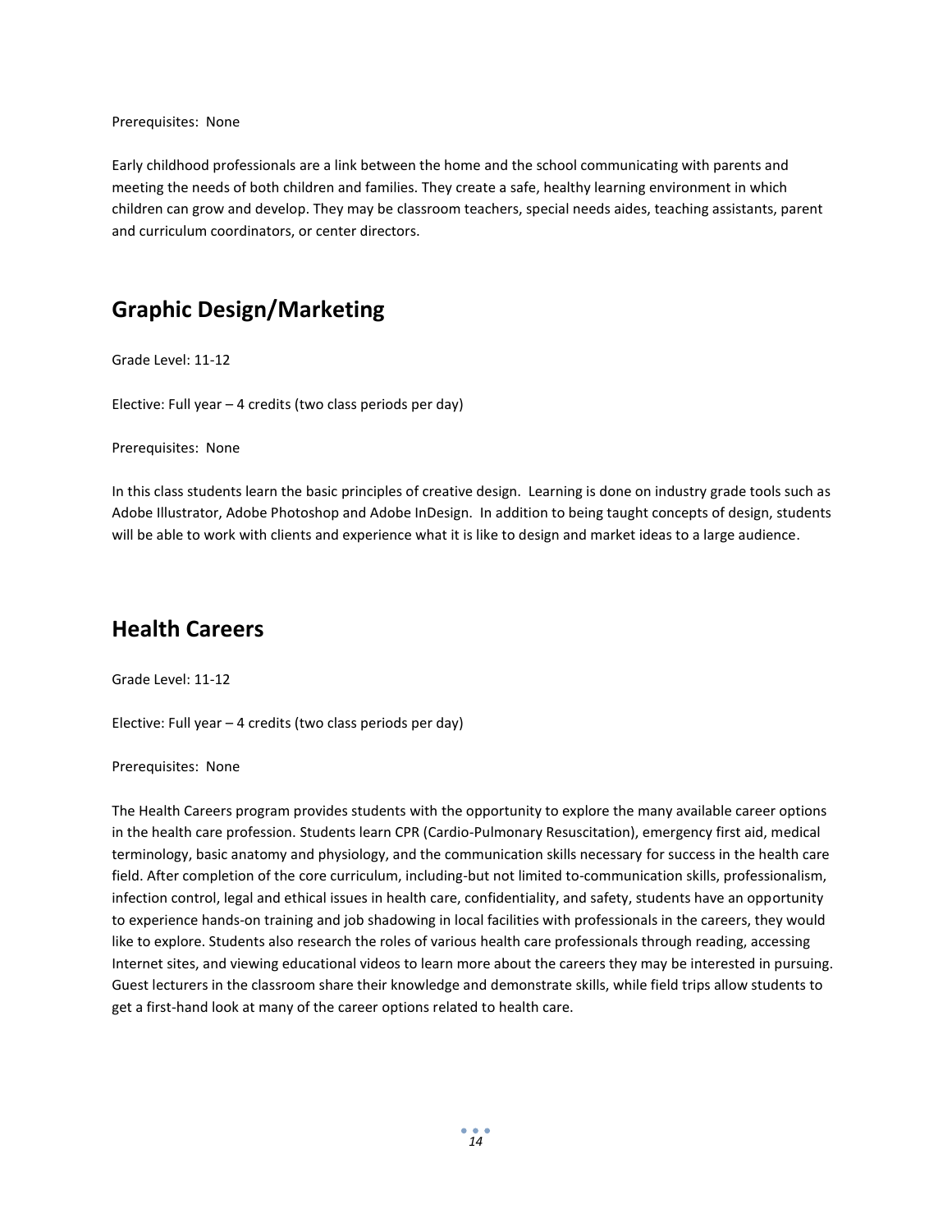Prerequisites: None

Early childhood professionals are a link between the home and the school communicating with parents and meeting the needs of both children and families. They create a safe, healthy learning environment in which children can grow and develop. They may be classroom teachers, special needs aides, teaching assistants, parent and curriculum coordinators, or center directors.

## Graphic Design/Marketing

Grade Level: 11-12

Elective: Full year – 4 credits (two class periods per day)

Prerequisites: None

In this class students learn the basic principles of creative design. Learning is done on industry grade tools such as Adobe Illustrator, Adobe Photoshop and Adobe InDesign. In addition to being taught concepts of design, students will be able to work with clients and experience what it is like to design and market ideas to a large audience.

## Health Careers

Grade Level: 11-12

Elective: Full year – 4 credits (two class periods per day)

Prerequisites: None

The Health Careers program provides students with the opportunity to explore the many available career options in the health care profession. Students learn CPR (Cardio-Pulmonary Resuscitation), emergency first aid, medical terminology, basic anatomy and physiology, and the communication skills necessary for success in the health care field. After completion of the core curriculum, including-but not limited to-communication skills, professionalism, infection control, legal and ethical issues in health care, confidentiality, and safety, students have an opportunity to experience hands-on training and job shadowing in local facilities with professionals in the careers, they would like to explore. Students also research the roles of various health care professionals through reading, accessing Internet sites, and viewing educational videos to learn more about the careers they may be interested in pursuing. Guest lecturers in the classroom share their knowledge and demonstrate skills, while field trips allow students to get a first-hand look at many of the career options related to health care.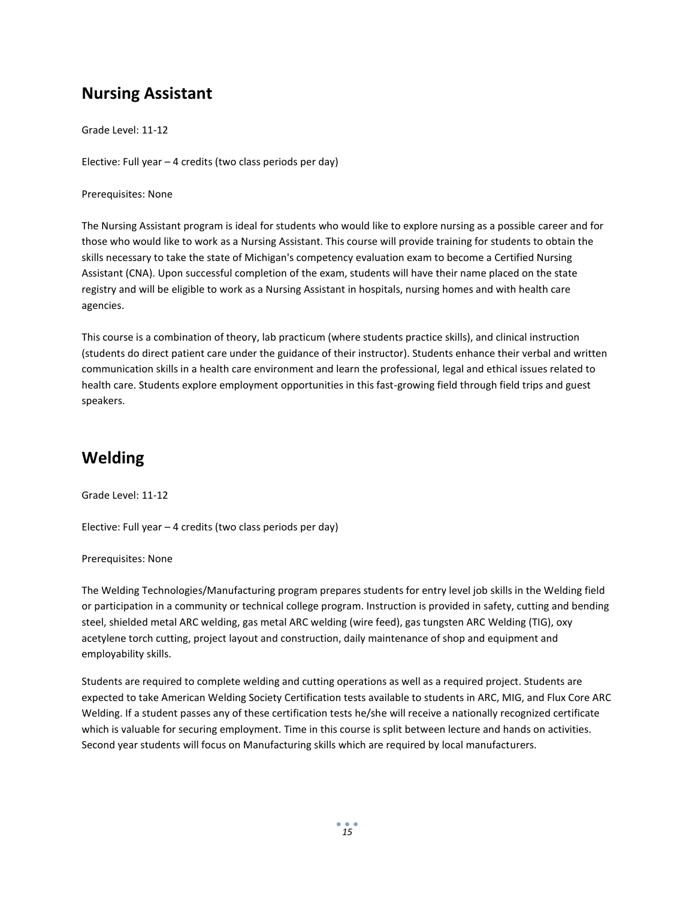## Nursing Assistant

Grade Level: 11-12

Elective: Full year – 4 credits (two class periods per day)

Prerequisites: None

The Nursing Assistant program is ideal for students who would like to explore nursing as a possible career and for those who would like to work as a Nursing Assistant. This course will provide training for students to obtain the skills necessary to take the state of Michigan's competency evaluation exam to become a Certified Nursing Assistant (CNA). Upon successful completion of the exam, students will have their name placed on the state registry and will be eligible to work as a Nursing Assistant in hospitals, nursing homes and with health care agencies.

This course is a combination of theory, lab practicum (where students practice skills), and clinical instruction (students do direct patient care under the guidance of their instructor). Students enhance their verbal and written communication skills in a health care environment and learn the professional, legal and ethical issues related to health care. Students explore employment opportunities in this fast-growing field through field trips and guest speakers.

## Welding

Grade Level: 11-12

Elective: Full year – 4 credits (two class periods per day)

Prerequisites: None

The Welding Technologies/Manufacturing program prepares students for entry level job skills in the Welding field or participation in a community or technical college program. Instruction is provided in safety, cutting and bending steel, shielded metal ARC welding, gas metal ARC welding (wire feed), gas tungsten ARC Welding (TIG), oxy acetylene torch cutting, project layout and construction, daily maintenance of shop and equipment and employability skills.

Students are required to complete welding and cutting operations as well as a required project. Students are expected to take American Welding Society Certification tests available to students in ARC, MIG, and Flux Core ARC Welding. If a student passes any of these certification tests he/she will receive a nationally recognized certificate which is valuable for securing employment. Time in this course is split between lecture and hands on activities. Second year students will focus on Manufacturing skills which are required by local manufacturers.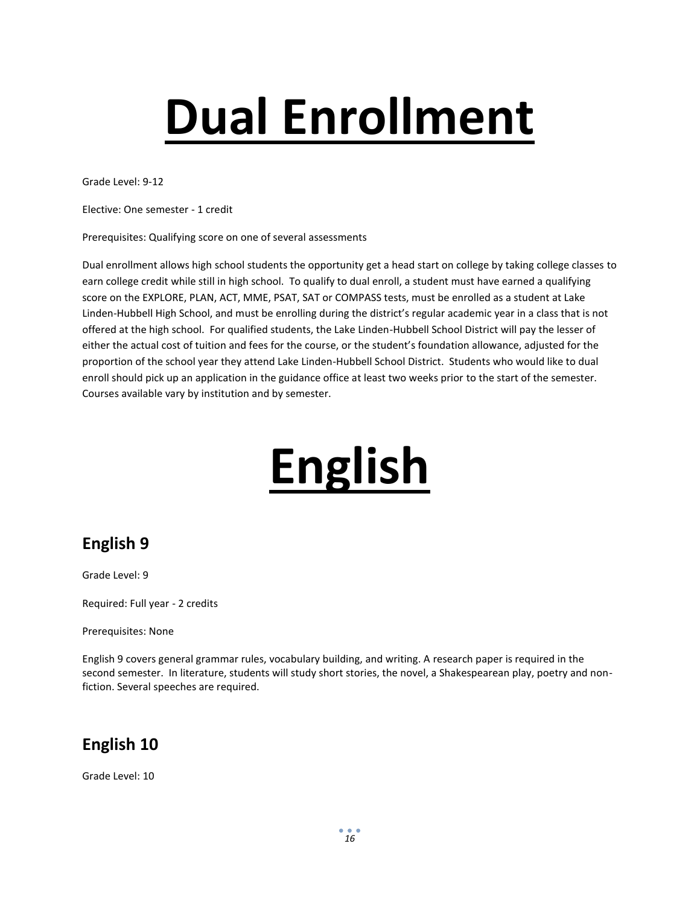# Dual Enrollment

Grade Level: 9-12

Elective: One semester - 1 credit

Prerequisites: Qualifying score on one of several assessments

Dual enrollment allows high school students the opportunity get a head start on college by taking college classes to earn college credit while still in high school. To qualify to dual enroll, a student must have earned a qualifying score on the EXPLORE, PLAN, ACT, MME, PSAT, SAT or COMPASS tests, must be enrolled as a student at Lake Linden-Hubbell High School, and must be enrolling during the district's regular academic year in a class that is not offered at the high school. For qualified students, the Lake Linden-Hubbell School District will pay the lesser of either the actual cost of tuition and fees for the course, or the student's foundation allowance, adjusted for the proportion of the school year they attend Lake Linden-Hubbell School District. Students who would like to dual enroll should pick up an application in the guidance office at least two weeks prior to the start of the semester. Courses available vary by institution and by semester.

# English

## English 9

Grade Level: 9

Required: Full year - 2 credits

Prerequisites: None

English 9 covers general grammar rules, vocabulary building, and writing. A research paper is required in the second semester. In literature, students will study short stories, the novel, a Shakespearean play, poetry and non-fiction. Several speeches are required.

## English 10

Grade Level: 10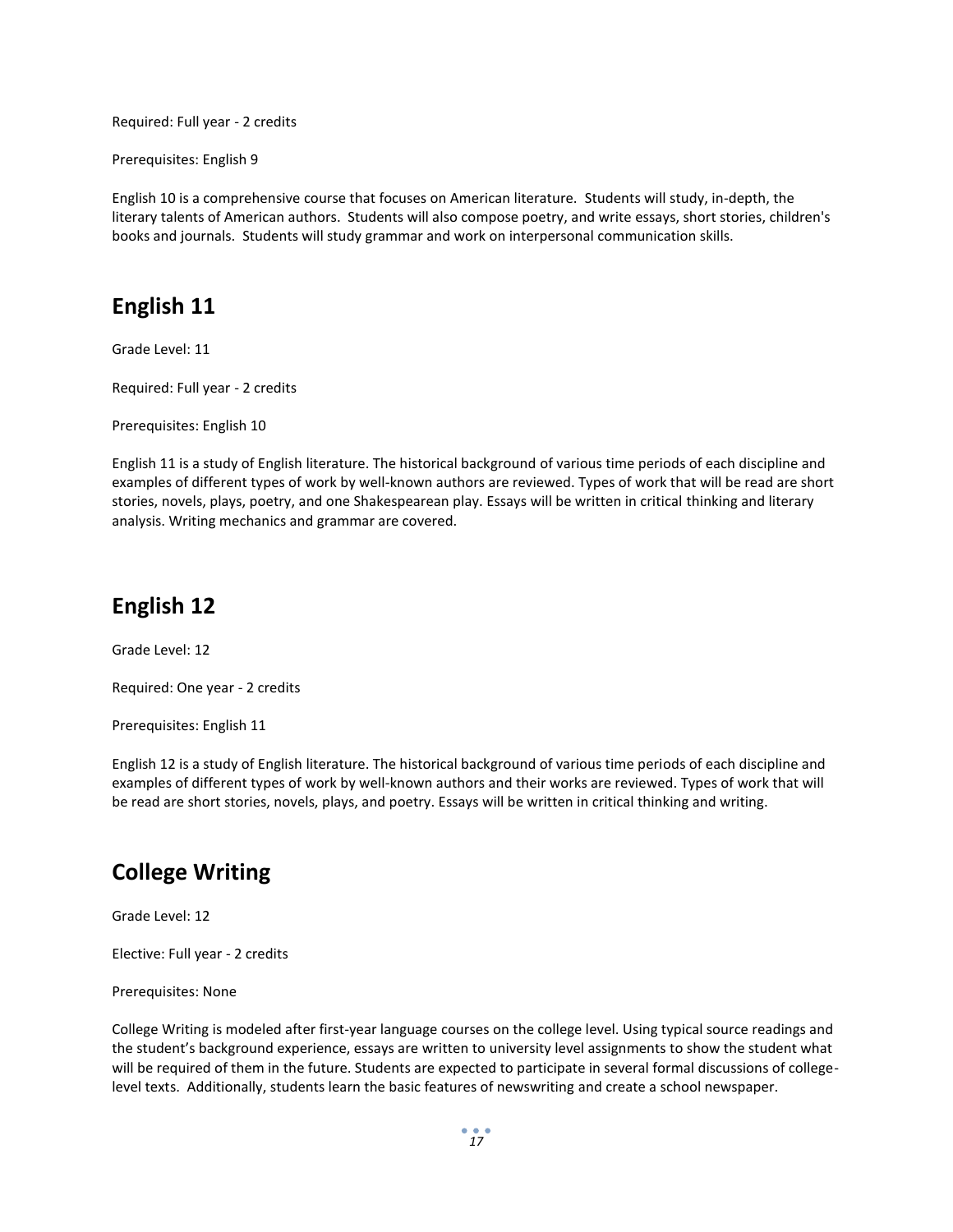Required: Full year - 2 credits

Prerequisites: English 9

English 10 is a comprehensive course that focuses on American literature. Students will study, in-depth, the literary talents of American authors. Students will also compose poetry, and write essays, short stories, children's books and journals. Students will study grammar and work on interpersonal communication skills.

## English 11

Grade Level: 11

Required: Full year - 2 credits

Prerequisites: English 10

English 11 is a study of English literature. The historical background of various time periods of each discipline and examples of different types of work by well-known authors are reviewed. Types of work that will be read are short stories, novels, plays, poetry, and one Shakespearean play. Essays will be written in critical thinking and literary analysis. Writing mechanics and grammar are covered.

## English 12

Grade Level: 12

Required: One year - 2 credits

Prerequisites: English 11

English 12 is a study of English literature. The historical background of various time periods of each discipline and examples of different types of work by well-known authors and their works are reviewed. Types of work that will be read are short stories, novels, plays, and poetry. Essays will be written in critical thinking and writing.

## College Writing

Grade Level: 12

Elective: Full year - 2 credits

Prerequisites: None

College Writing is modeled after first-year language courses on the college level. Using typical source readings and the student's background experience, essays are written to university level assignments to show the student what will be required of them in the future. Students are expected to participate in several formal discussions of college-level texts. Additionally, students learn the basic features of newswriting and create a school newspaper.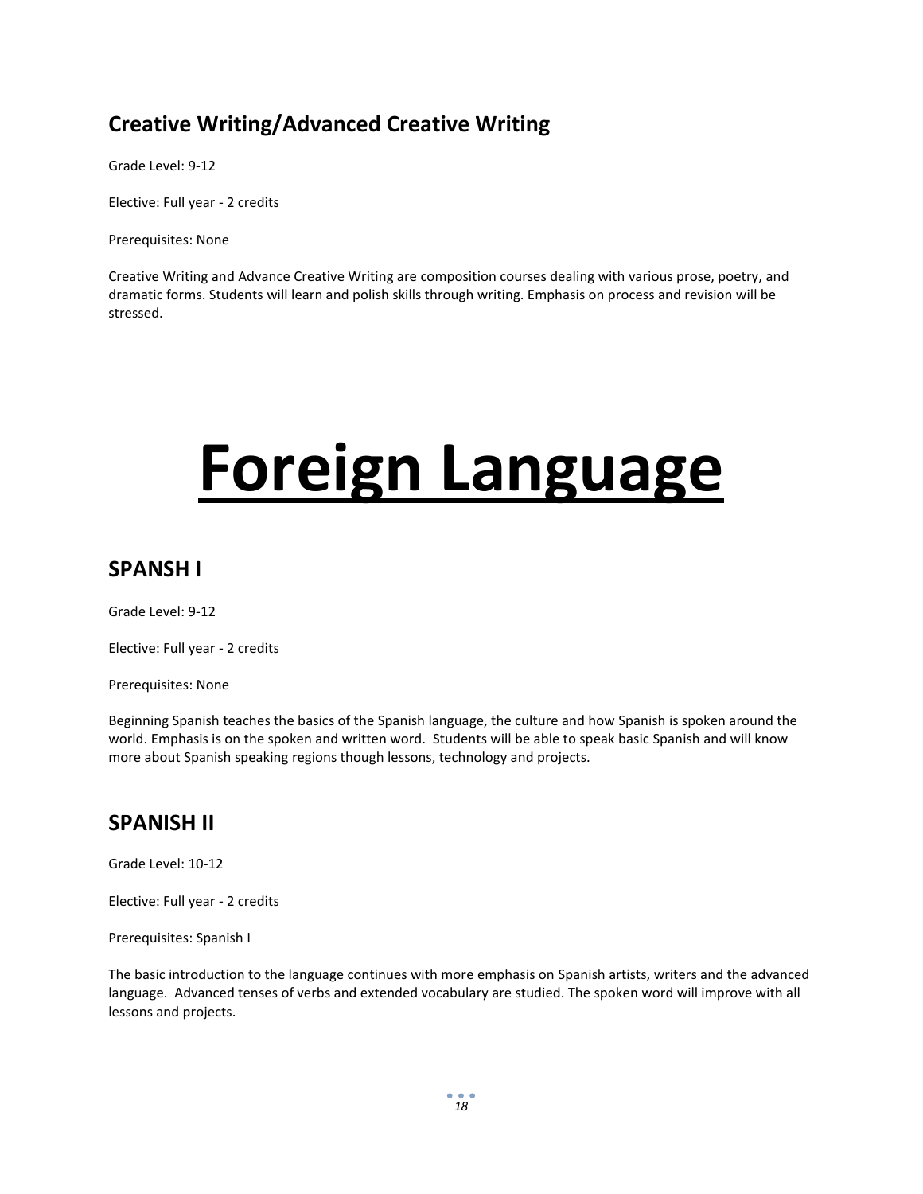## Creative Writing/Advanced Creative Writing

Grade Level: 9-12

Elective: Full year - 2 credits

Prerequisites: None

Creative Writing and Advance Creative Writing are composition courses dealing with various prose, poetry, and dramatic forms. Students will learn and polish skills through writing. Emphasis on process and revision will be stressed.

# Foreign Language

## SPANSH I

Grade Level: 9-12

Elective: Full year - 2 credits

Prerequisites: None

Beginning Spanish teaches the basics of the Spanish language, the culture and how Spanish is spoken around the world. Emphasis is on the spoken and written word. Students will be able to speak basic Spanish and will know more about Spanish speaking regions though lessons, technology and projects.

## SPANISH II

Grade Level: 10-12

Elective: Full year - 2 credits

Prerequisites: Spanish I

The basic introduction to the language continues with more emphasis on Spanish artists, writers and the advanced language. Advanced tenses of verbs and extended vocabulary are studied. The spoken word will improve with all lessons and projects.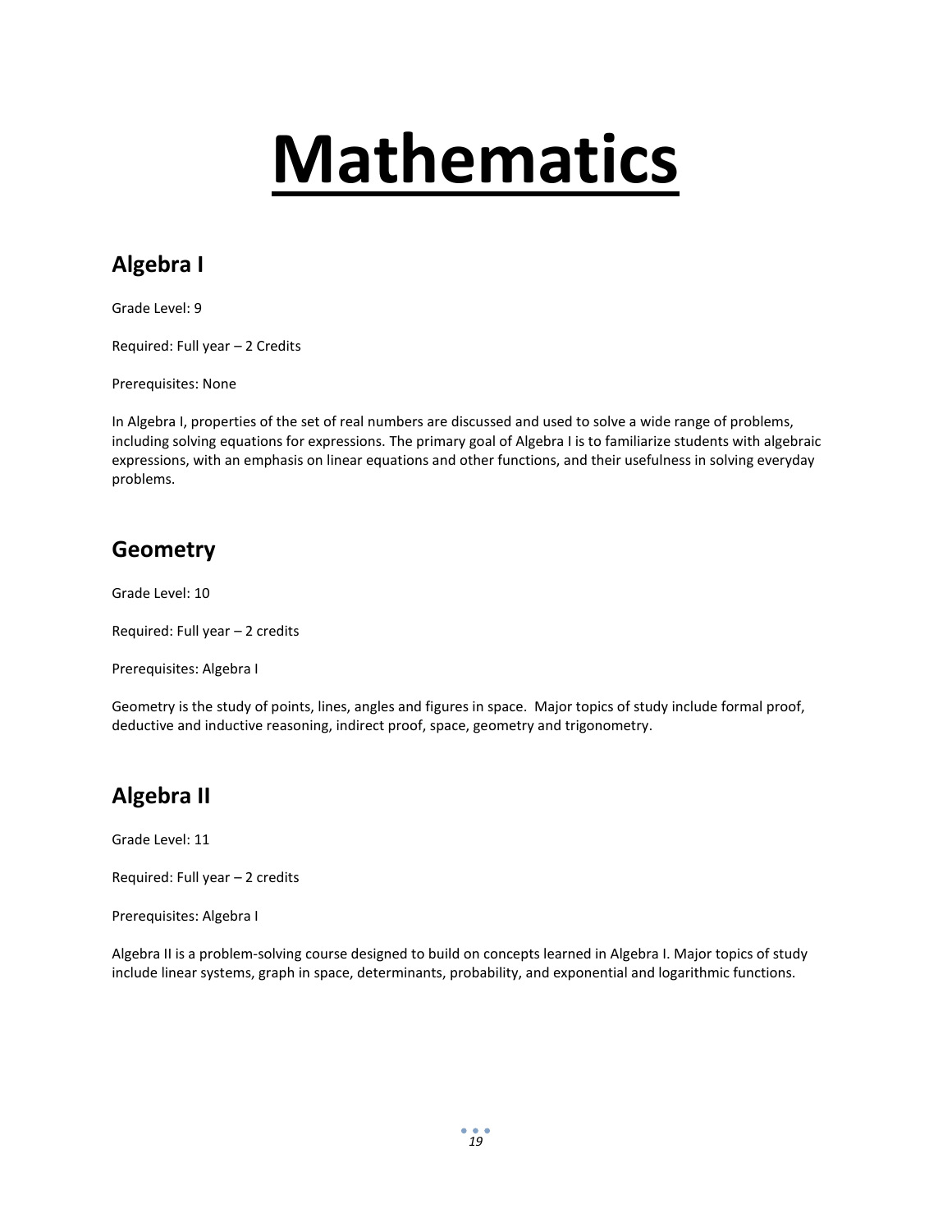# Mathematics

## Algebra I

Grade Level: 9

Required: Full year – 2 Credits

Prerequisites: None

In Algebra I, properties of the set of real numbers are discussed and used to solve a wide range of problems, including solving equations for expressions. The primary goal of Algebra I is to familiarize students with algebraic expressions, with an emphasis on linear equations and other functions, and their usefulness in solving everyday problems.

## Geometry

Grade Level: 10

Required: Full year – 2 credits

Prerequisites: Algebra I

Geometry is the study of points, lines, angles and figures in space. Major topics of study include formal proof, deductive and inductive reasoning, indirect proof, space, geometry and trigonometry.

## Algebra II

Grade Level: 11

Required: Full year – 2 credits

Prerequisites: Algebra I

Algebra II is a problem-solving course designed to build on concepts learned in Algebra I. Major topics of study include linear systems, graph in space, determinants, probability, and exponential and logarithmic functions.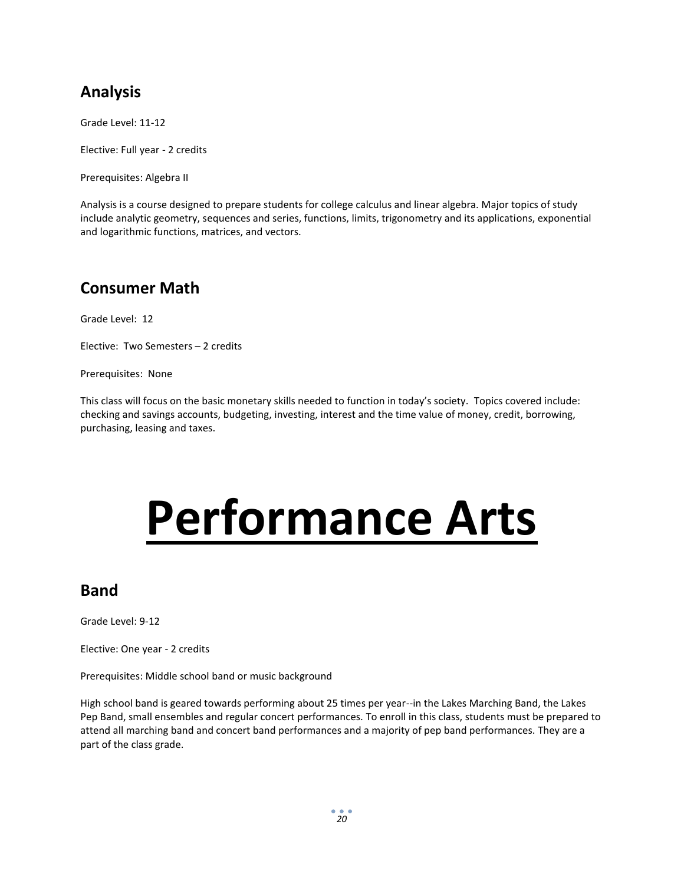## Analysis

Grade Level: 11-12

Elective: Full year - 2 credits

Prerequisites: Algebra II

Analysis is a course designed to prepare students for college calculus and linear algebra. Major topics of study include analytic geometry, sequences and series, functions, limits, trigonometry and its applications, exponential and logarithmic functions, matrices, and vectors.

## Consumer Math

Grade Level: 12

Elective: Two Semesters – 2 credits

Prerequisites: None

This class will focus on the basic monetary skills needed to function in today's society. Topics covered include: checking and savings accounts, budgeting, investing, interest and the time value of money, credit, borrowing, purchasing, leasing and taxes.

# Performance Arts

## Band

Grade Level: 9-12

Elective: One year - 2 credits

Prerequisites: Middle school band or music background

High school band is geared towards performing about 25 times per year--in the Lakes Marching Band, the Lakes Pep Band, small ensembles and regular concert performances. To enroll in this class, students must be prepared to attend all marching band and concert band performances and a majority of pep band performances. They are a part of the class grade.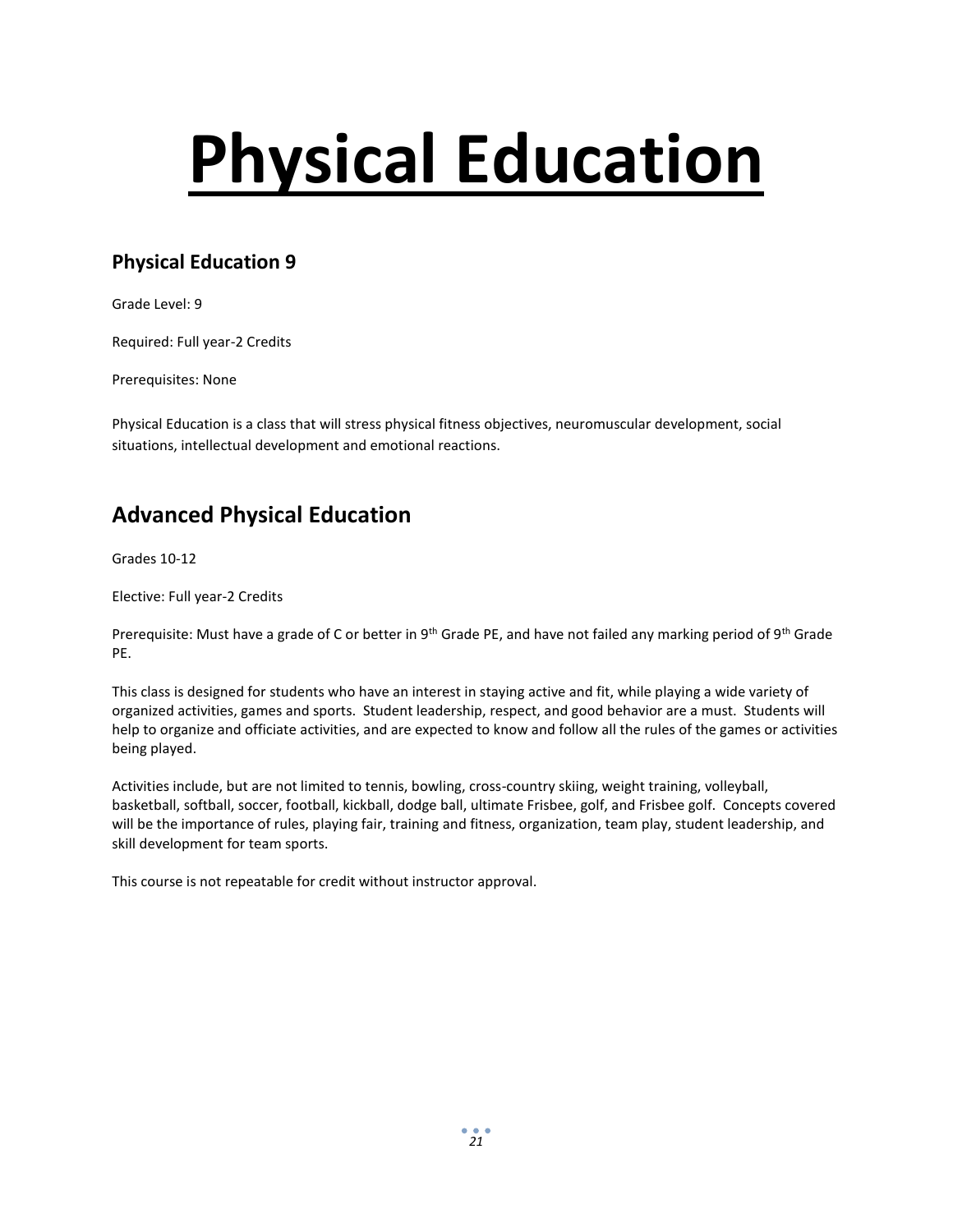# Physical Education

## Physical Education 9

Grade Level: 9

Required: Full year-2 Credits

Prerequisites: None

Physical Education is a class that will stress physical fitness objectives, neuromuscular development, social situations, intellectual development and emotional reactions.

## Advanced Physical Education

Grades 10-12

Elective: Full year-2 Credits

Prerequisite: Must have a grade of C or better in 9th Grade PE, and have not failed any marking period of 9th Grade PE.

This class is designed for students who have an interest in staying active and fit, while playing a wide variety of organized activities, games and sports. Student leadership, respect, and good behavior are a must. Students will help to organize and officiate activities, and are expected to know and follow all the rules of the games or activities being played.

Activities include, but are not limited to tennis, bowling, cross-country skiing, weight training, volleyball, basketball, softball, soccer, football, kickball, dodge ball, ultimate Frisbee, golf, and Frisbee golf. Concepts covered will be the importance of rules, playing fair, training and fitness, organization, team play, student leadership, and skill development for team sports.

This course is not repeatable for credit without instructor approval.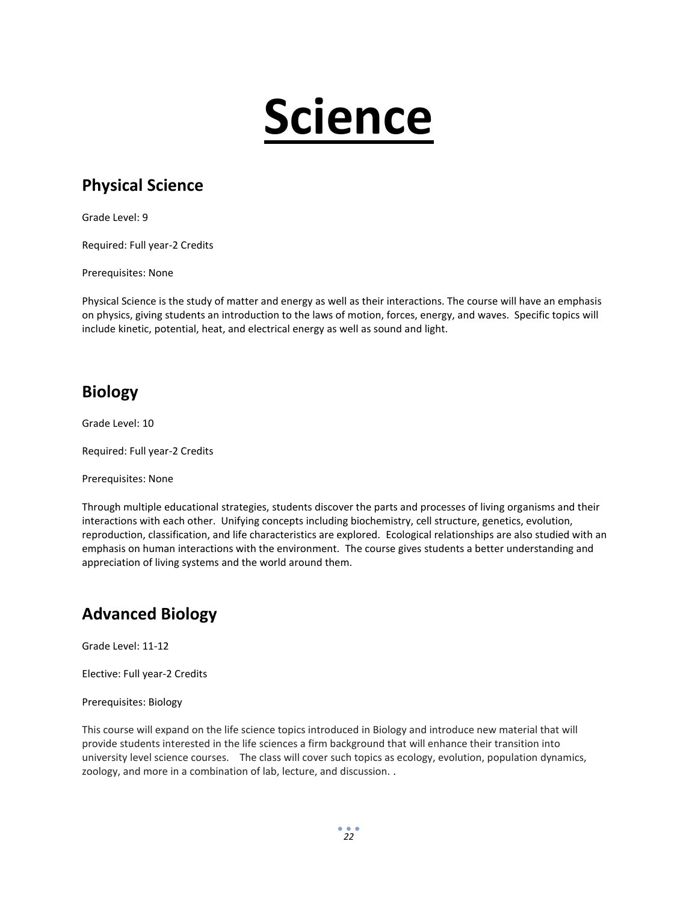# Science

## Physical Science

Grade Level: 9

Required: Full year-2 Credits

Prerequisites: None

Physical Science is the study of matter and energy as well as their interactions. The course will have an emphasis on physics, giving students an introduction to the laws of motion, forces, energy, and waves. Specific topics will include kinetic, potential, heat, and electrical energy as well as sound and light.

## Biology

Grade Level: 10

Required: Full year-2 Credits

Prerequisites: None

Through multiple educational strategies, students discover the parts and processes of living organisms and their interactions with each other. Unifying concepts including biochemistry, cell structure, genetics, evolution, reproduction, classification, and life characteristics are explored. Ecological relationships are also studied with an emphasis on human interactions with the environment. The course gives students a better understanding and appreciation of living systems and the world around them.

## Advanced Biology

Grade Level: 11-12

Elective: Full year-2 Credits

Prerequisites: Biology

This course will expand on the life science topics introduced in Biology and introduce new material that will provide students interested in the life sciences a firm background that will enhance their transition into university level science courses. The class will cover such topics as ecology, evolution, population dynamics, zoology, and more in a combination of lab, lecture, and discussion. .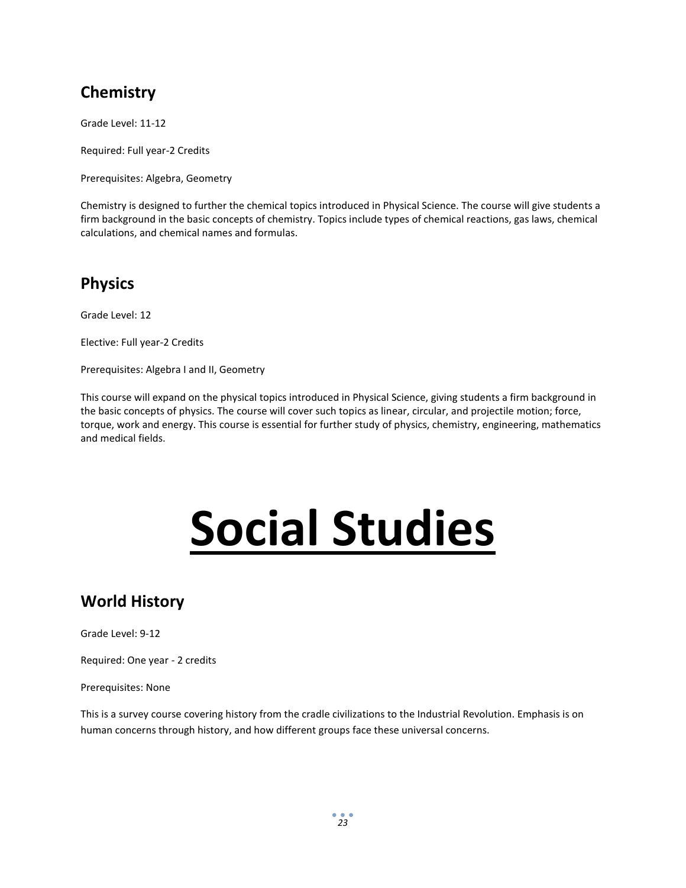## Chemistry

Grade Level: 11-12

Required: Full year-2 Credits

Prerequisites: Algebra, Geometry

Chemistry is designed to further the chemical topics introduced in Physical Science. The course will give students a firm background in the basic concepts of chemistry. Topics include types of chemical reactions, gas laws, chemical calculations, and chemical names and formulas.

## Physics

Grade Level: 12

Elective: Full year-2 Credits

Prerequisites: Algebra I and II, Geometry

This course will expand on the physical topics introduced in Physical Science, giving students a firm background in the basic concepts of physics. The course will cover such topics as linear, circular, and projectile motion; force, torque, work and energy. This course is essential for further study of physics, chemistry, engineering, mathematics and medical fields.

# Social Studies

## World History

Grade Level: 9-12

Required: One year - 2 credits

Prerequisites: None

This is a survey course covering history from the cradle civilizations to the Industrial Revolution. Emphasis is on human concerns through history, and how different groups face these universal concerns.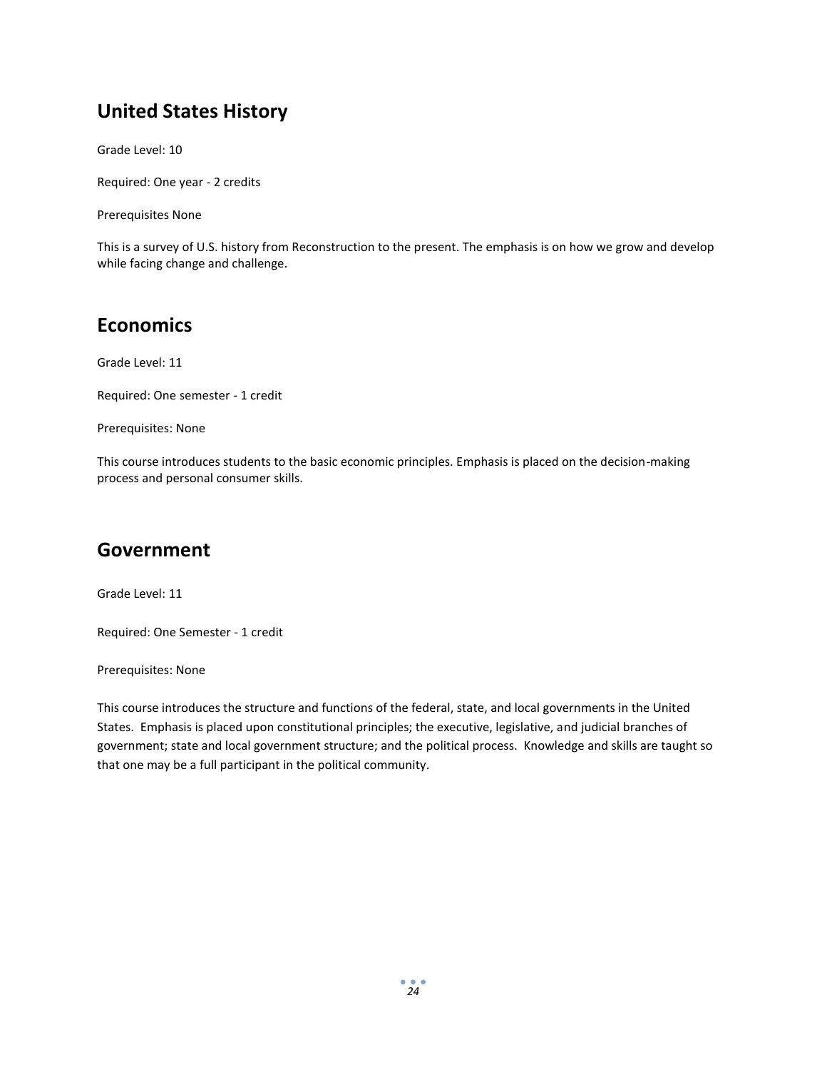## United States History

Grade Level: 10

Required: One year - 2 credits

Prerequisites None

This is a survey of U.S. history from Reconstruction to the present. The emphasis is on how we grow and develop while facing change and challenge.

## Economics

Grade Level: 11

Required: One semester - 1 credit

Prerequisites: None

This course introduces students to the basic economic principles. Emphasis is placed on the decision-making process and personal consumer skills.

## Government

Grade Level: 11

Required: One Semester - 1 credit

Prerequisites: None

This course introduces the structure and functions of the federal, state, and local governments in the United States. Emphasis is placed upon constitutional principles; the executive, legislative, and judicial branches of government; state and local government structure; and the political process. Knowledge and skills are taught so that one may be a full participant in the political community.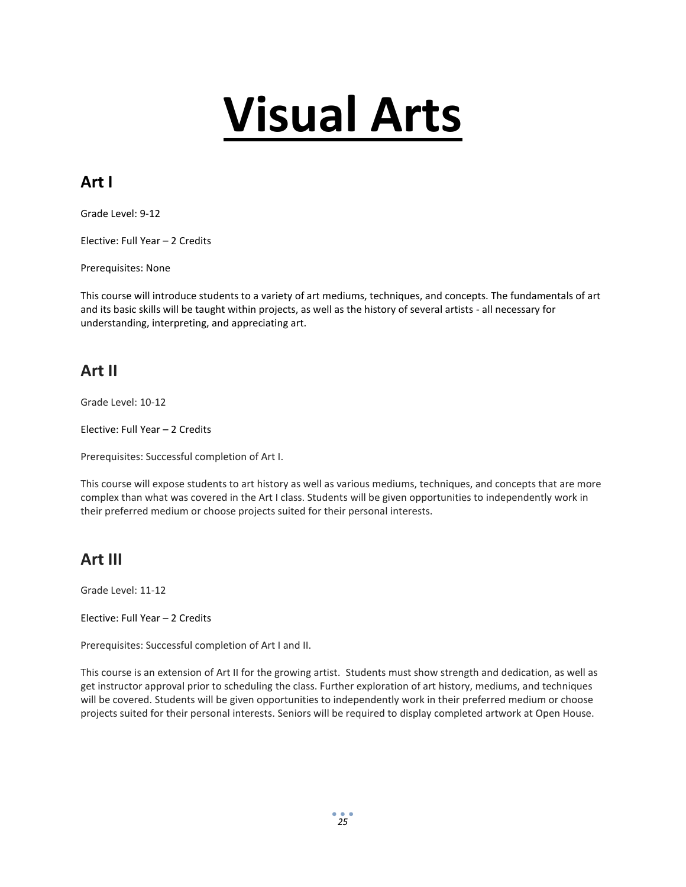# Visual Arts

## Art I

Grade Level: 9-12

Elective: Full Year – 2 Credits

Prerequisites: None

This course will introduce students to a variety of art mediums, techniques, and concepts. The fundamentals of art and its basic skills will be taught within projects, as well as the history of several artists - all necessary for understanding, interpreting, and appreciating art.

## Art II

Grade Level: 10-12

Elective: Full Year – 2 Credits

Prerequisites: Successful completion of Art I.

This course will expose students to art history as well as various mediums, techniques, and concepts that are more complex than what was covered in the Art I class. Students will be given opportunities to independently work in their preferred medium or choose projects suited for their personal interests.

## Art III

Grade Level: 11-12

Elective: Full Year – 2 Credits

Prerequisites: Successful completion of Art I and II.

This course is an extension of Art II for the growing artist. Students must show strength and dedication, as well as get instructor approval prior to scheduling the class. Further exploration of art history, mediums, and techniques will be covered. Students will be given opportunities to independently work in their preferred medium or choose projects suited for their personal interests. Seniors will be required to display completed artwork at Open House.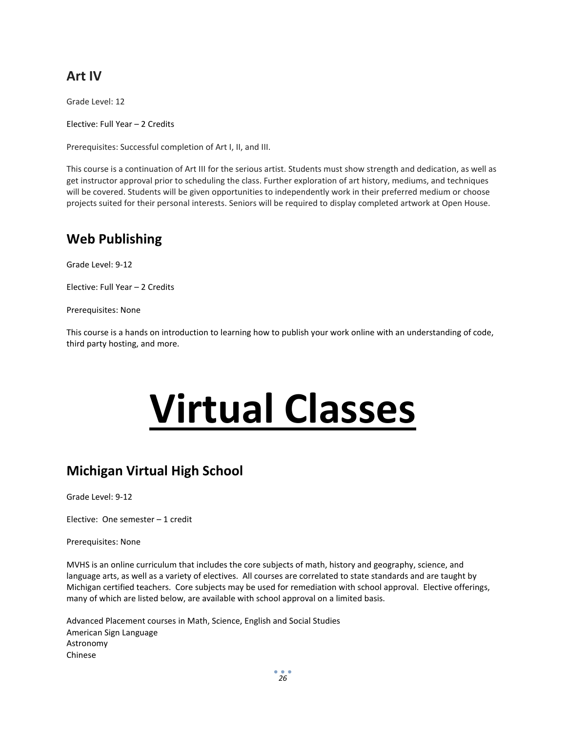## Art IV

Grade Level: 12

Elective: Full Year – 2 Credits

Prerequisites: Successful completion of Art I, II, and III.

This course is a continuation of Art III for the serious artist. Students must show strength and dedication, as well as get instructor approval prior to scheduling the class. Further exploration of art history, mediums, and techniques will be covered. Students will be given opportunities to independently work in their preferred medium or choose projects suited for their personal interests. Seniors will be required to display completed artwork at Open House.

## Web Publishing

Grade Level: 9-12

Elective: Full Year – 2 Credits

Prerequisites: None

This course is a hands on introduction to learning how to publish your work online with an understanding of code, third party hosting, and more.

# Virtual Classes

## Michigan Virtual High School

Grade Level: 9-12

Elective: One semester – 1 credit

Prerequisites: None

MVHS is an online curriculum that includes the core subjects of math, history and geography, science, and language arts, as well as a variety of electives. All courses are correlated to state standards and are taught by Michigan certified teachers. Core subjects may be used for remediation with school approval. Elective offerings, many of which are listed below, are available with school approval on a limited basis.

Advanced Placement courses in Math, Science, English and Social Studies
American Sign Language
Astronomy
Chinese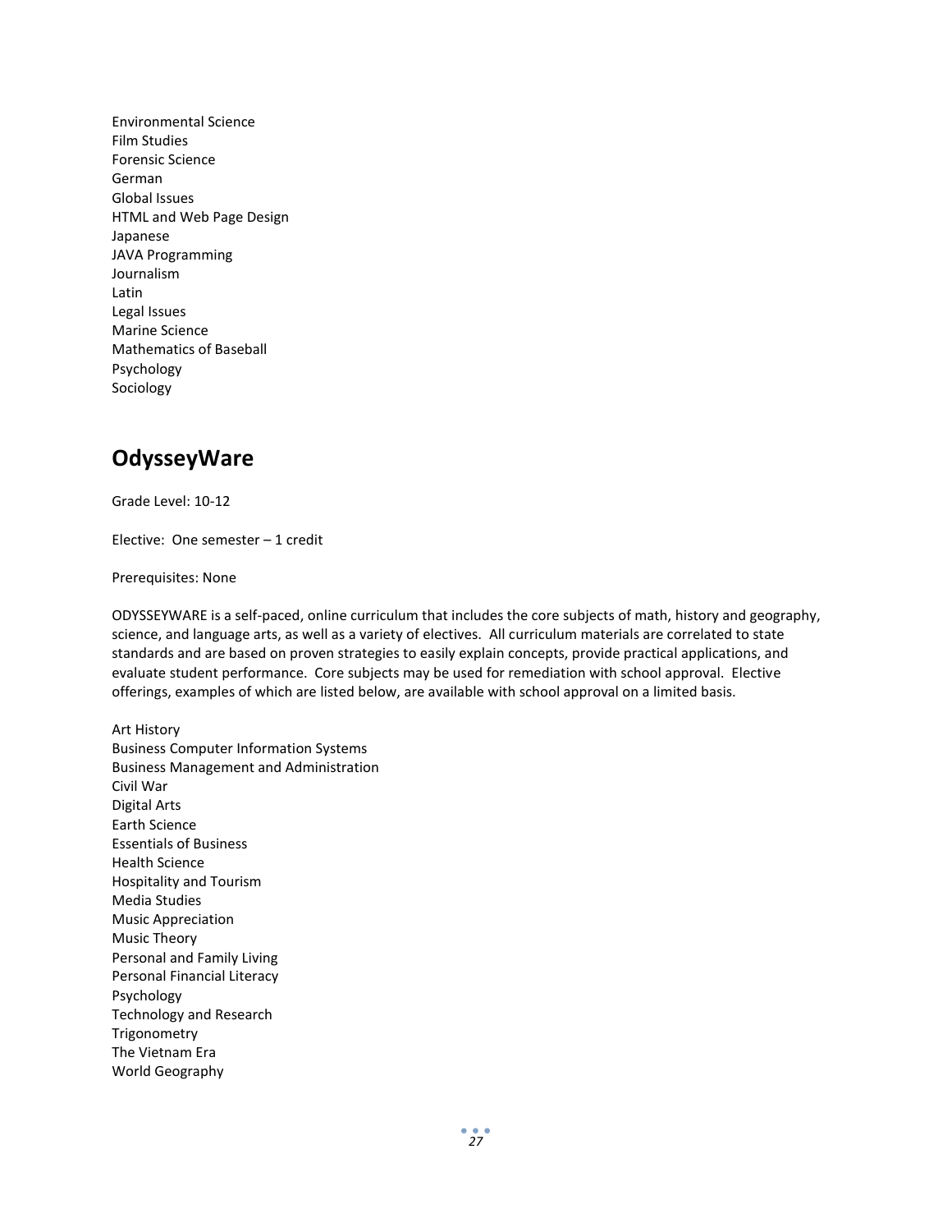Environmental Science
Film Studies
Forensic Science
German
Global Issues
HTML and Web Page Design
Japanese
JAVA Programming
Journalism
Latin
Legal Issues
Marine Science
Mathematics of Baseball
Psychology
Sociology

## OdysseyWare

Grade Level: 10-12

Elective: One semester – 1 credit

Prerequisites: None

ODYSSEYWARE is a self-paced, online curriculum that includes the core subjects of math, history and geography, science, and language arts, as well as a variety of electives. All curriculum materials are correlated to state standards and are based on proven strategies to easily explain concepts, provide practical applications, and evaluate student performance. Core subjects may be used for remediation with school approval. Elective offerings, examples of which are listed below, are available with school approval on a limited basis.

Art History
Business Computer Information Systems
Business Management and Administration
Civil War
Digital Arts
Earth Science
Essentials of Business
Health Science
Hospitality and Tourism
Media Studies
Music Appreciation
Music Theory
Personal and Family Living
Personal Financial Literacy
Psychology
Technology and Research
Trigonometry
The Vietnam Era
World Geography